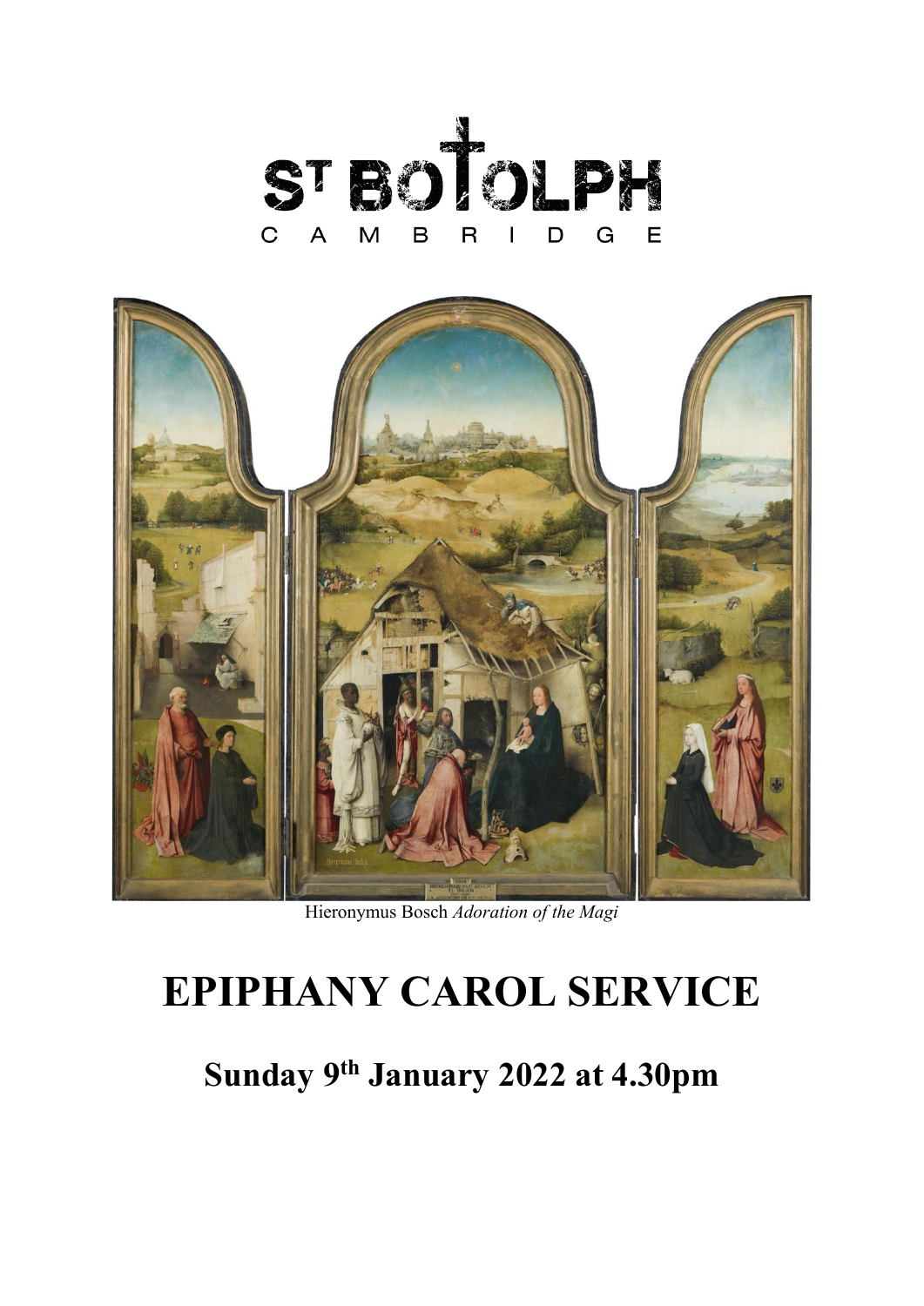# ST BOTOLPH

CAMBRIDGE

Hieronymus Bosch *Adoration of the Magi*

# EPIPHANY CAROL SERVICE

## Sunday 9th January 2022 at 4.30pm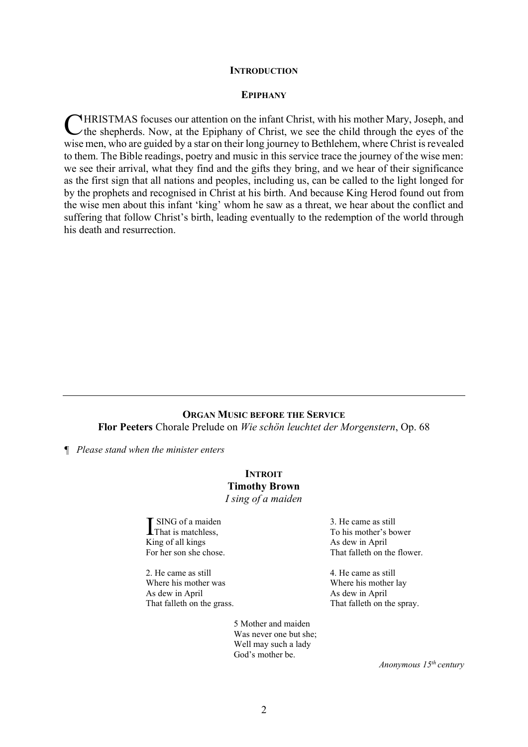## INTRODUCTION

## EPIPHANY

CHRISTMAS focuses our attention on the infant Christ, with his mother Mary, Joseph, and the shepherds. Now, at the Epiphany of Christ, we see the child through the eyes of the wise men, who are guided by a star on their long journey to Bethlehem, where Christ is revealed to them. The Bible readings, poetry and music in this service trace the journey of the wise men: we see their arrival, what they find and the gifts they bring, and we hear of their significance as the first sign that all nations and peoples, including us, can be called to the light longed for by the prophets and recognised in Christ at his birth. And because King Herod found out from the wise men about this infant 'king' whom he saw as a threat, we hear about the conflict and suffering that follow Christ's birth, leading eventually to the redemption of the world through his death and resurrection.

---

### ORGAN MUSIC BEFORE THE SERVICE

**Flor Peeters** Chorale Prelude on *Wie schön leuchtet der Morgenstern*, Op. 68

¶ *Please stand when the minister enters*

### INTROIT

**Timothy Brown**

*I sing of a maiden*

I SING of a maiden  
That is matchless,  
King of all kings  
For her son she chose.

2. He came as still  
Where his mother was  
As dew in April  
That falleth on the grass.

3. He came as still  
To his mother's bower  
As dew in April  
That falleth on the flower.

4. He came as still  
Where his mother lay  
As dew in April  
That falleth on the spray.

5 Mother and maiden  
Was never one but she;  
Well may such a lady  
God's mother be.

*Anonymous 15th century*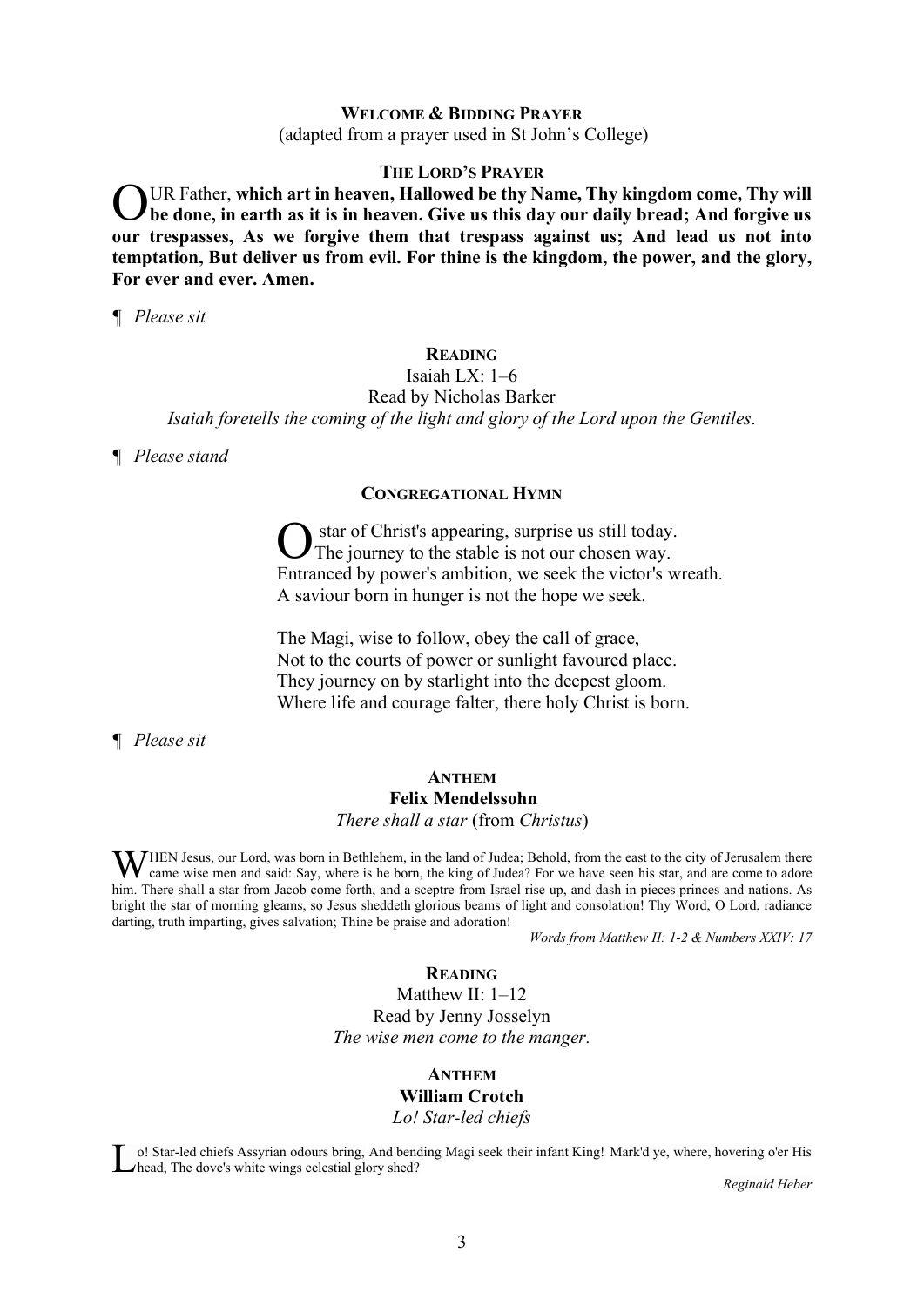## Welcome & Bidding Prayer

(adapted from a prayer used in St John's College)

## The Lord's Prayer

OUR Father, **which art in heaven, Hallowed be thy Name, Thy kingdom come, Thy will be done, in earth as it is in heaven. Give us this day our daily bread; And forgive us our trespasses, As we forgive them that trespass against us; And lead us not into temptation, But deliver us from evil. For thine is the kingdom, the power, and the glory, For ever and ever. Amen.**

¶ *Please sit*

## Reading

Isaiah LX: 1–6

Read by Nicholas Barker

*Isaiah foretells the coming of the light and glory of the Lord upon the Gentiles.*

¶ *Please stand*

## Congregational Hymn

O star of Christ's appearing, surprise us still today.
The journey to the stable is not our chosen way.
Entranced by power's ambition, we seek the victor's wreath.
A saviour born in hunger is not the hope we seek.

The Magi, wise to follow, obey the call of grace,
Not to the courts of power or sunlight favoured place.
They journey on by starlight into the deepest gloom.
Where life and courage falter, there holy Christ is born.

¶ *Please sit*

## Anthem

**Felix Mendelssohn**

*There shall a star* (from *Christus*)

WHEN Jesus, our Lord, was born in Bethlehem, in the land of Judea; Behold, from the east to the city of Jerusalem there came wise men and said: Say, where is he born, the king of Judea? For we have seen his star, and are come to adore him. There shall a star from Jacob come forth, and a sceptre from Israel rise up, and dash in pieces princes and nations. As bright the star of morning gleams, so Jesus sheddeth glorious beams of light and consolation! Thy Word, O Lord, radiance darting, truth imparting, gives salvation; Thine be praise and adoration!

*Words from Matthew II: 1-2 & Numbers XXIV: 17*

## Reading

Matthew II: 1–12

Read by Jenny Josselyn

*The wise men come to the manger.*

## Anthem

**William Crotch**

*Lo! Star-led chiefs*

Lo! Star-led chiefs Assyrian odours bring, And bending Magi seek their infant King! Mark'd ye, where, hovering o'er His head, The dove's white wings celestial glory shed?

*Reginald Heber*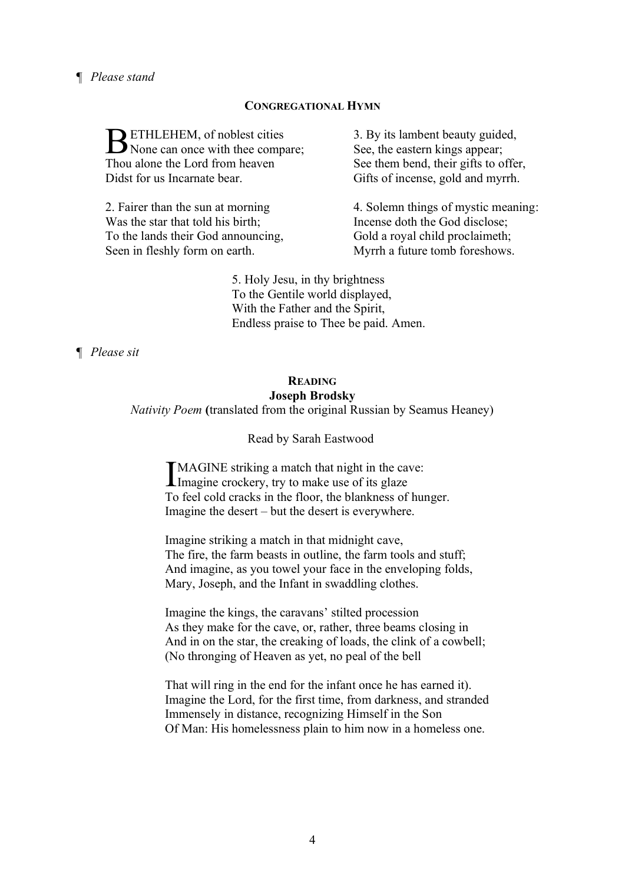¶ *Please stand*

**CONGREGATIONAL HYMN**

BETHLEHEM, of noblest cities
None can once with thee compare;
Thou alone the Lord from heaven
Didst for us Incarnate bear.

2. Fairer than the sun at morning
Was the star that told his birth;
To the lands their God announcing,
Seen in fleshly form on earth.

3. By its lambent beauty guided,
See, the eastern kings appear;
See them bend, their gifts to offer,
Gifts of incense, gold and myrrh.

4. Solemn things of mystic meaning:
Incense doth the God disclose;
Gold a royal child proclaimeth;
Myrrh a future tomb foreshows.

5. Holy Jesu, in thy brightness
To the Gentile world displayed,
With the Father and the Spirit,
Endless praise to Thee be paid. Amen.

¶ *Please sit*

**READING**

**Joseph Brodsky**

*Nativity Poem* **(**translated from the original Russian by Seamus Heaney)

Read by Sarah Eastwood

IMAGINE striking a match that night in the cave:
Imagine crockery, try to make use of its glaze
To feel cold cracks in the floor, the blankness of hunger.
Imagine the desert – but the desert is everywhere.

Imagine striking a match in that midnight cave,
The fire, the farm beasts in outline, the farm tools and stuff;
And imagine, as you towel your face in the enveloping folds,
Mary, Joseph, and the Infant in swaddling clothes.

Imagine the kings, the caravans' stilted procession
As they make for the cave, or, rather, three beams closing in
And in on the star, the creaking of loads, the clink of a cowbell;
(No thronging of Heaven as yet, no peal of the bell

That will ring in the end for the infant once he has earned it).
Imagine the Lord, for the first time, from darkness, and stranded
Immensely in distance, recognizing Himself in the Son
Of Man: His homelessness plain to him now in a homeless one.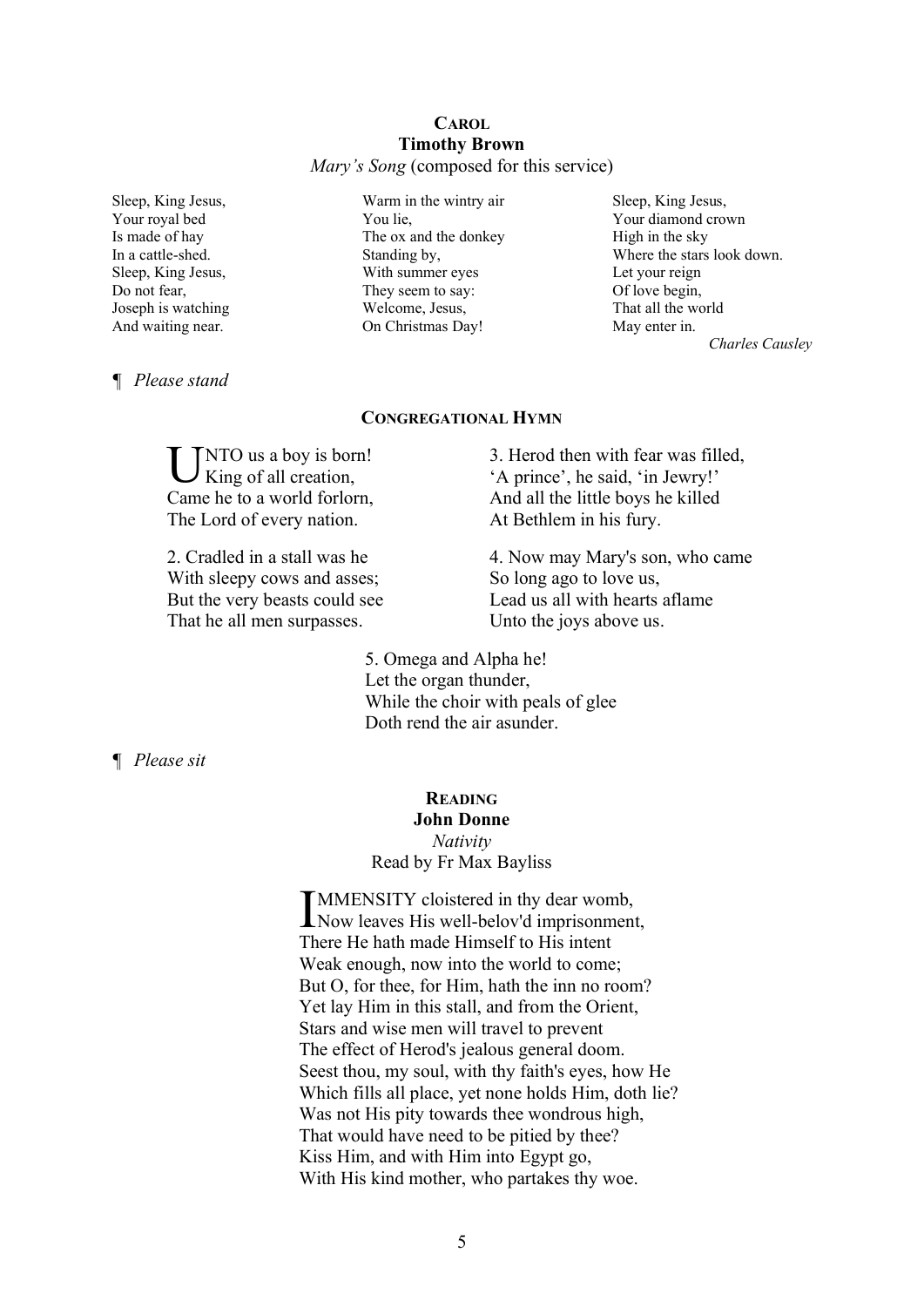**CAROL**

**Timothy Brown**

*Mary's Song* (composed for this service)

Sleep, King Jesus,
Your royal bed
Is made of hay
In a cattle-shed.
Sleep, King Jesus,
Do not fear,
Joseph is watching
And waiting near.

Warm in the wintry air
You lie,
The ox and the donkey
Standing by,
With summer eyes
They seem to say:
Welcome, Jesus,
On Christmas Day!

Sleep, King Jesus,
Your diamond crown
High in the sky
Where the stars look down.
Let your reign
Of love begin,
That all the world
May enter in.

*Charles Causley*

¶ *Please stand*

**CONGREGATIONAL HYMN**

UNTO us a boy is born!
King of all creation,
Came he to a world forlorn,
The Lord of every nation.

2. Cradled in a stall was he
With sleepy cows and asses;
But the very beasts could see
That he all men surpasses.

3. Herod then with fear was filled,
'A prince', he said, 'in Jewry!'
And all the little boys he killed
At Bethlem in his fury.

4. Now may Mary's son, who came
So long ago to love us,
Lead us all with hearts aflame
Unto the joys above us.

5. Omega and Alpha he!
Let the organ thunder,
While the choir with peals of glee
Doth rend the air asunder.

¶ *Please sit*

**READING**

**John Donne**

*Nativity*

Read by Fr Max Bayliss

IMMENSITY cloistered in thy dear womb,
Now leaves His well-belov'd imprisonment,
There He hath made Himself to His intent
Weak enough, now into the world to come;
But O, for thee, for Him, hath the inn no room?
Yet lay Him in this stall, and from the Orient,
Stars and wise men will travel to prevent
The effect of Herod's jealous general doom.
Seest thou, my soul, with thy faith's eyes, how He
Which fills all place, yet none holds Him, doth lie?
Was not His pity towards thee wondrous high,
That would have need to be pitied by thee?
Kiss Him, and with Him into Egypt go,
With His kind mother, who partakes thy woe.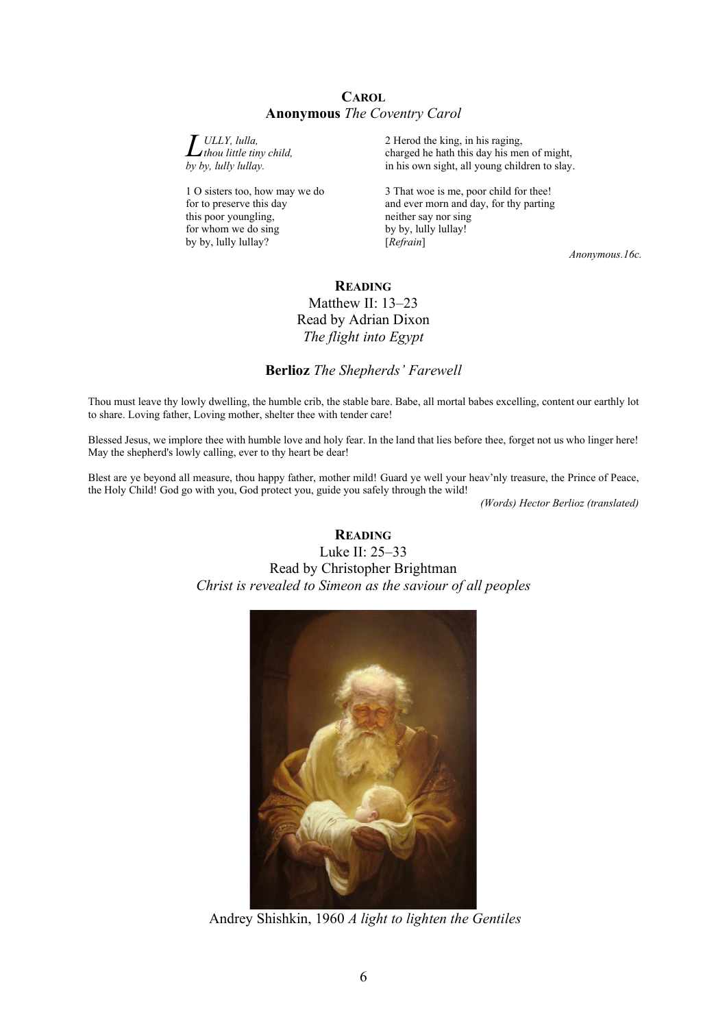## Carol

**Anonymous** *The Coventry Carol*

*Lully, lulla,*
*thou little tiny child,*
*by by, lully lullay.*

1 O sisters too, how may we do
for to preserve this day
this poor youngling,
for whom we do sing
by by, lully lullay?

2 Herod the king, in his raging,
charged he hath this day his men of might,
in his own sight, all young children to slay.

3 That woe is me, poor child for thee!
and ever morn and day, for thy parting
neither say nor sing
by by, lully lullay!
[*Refrain*]

*Anonymous.16c.*

## Reading

Matthew II: 13–23
Read by Adrian Dixon
*The flight into Egypt*

**Berlioz** *The Shepherds' Farewell*

Thou must leave thy lowly dwelling, the humble crib, the stable bare. Babe, all mortal babes excelling, content our earthly lot to share. Loving father, Loving mother, shelter thee with tender care!

Blessed Jesus, we implore thee with humble love and holy fear. In the land that lies before thee, forget not us who linger here! May the shepherd's lowly calling, ever to thy heart be dear!

Blest are ye beyond all measure, thou happy father, mother mild! Guard ye well your heav'nly treasure, the Prince of Peace, the Holy Child! God go with you, God protect you, guide you safely through the wild!

*(Words) Hector Berlioz (translated)*

## Reading

Luke II: 25–33
Read by Christopher Brightman
*Christ is revealed to Simeon as the saviour of all peoples*

Andrey Shishkin, 1960 *A light to lighten the Gentiles*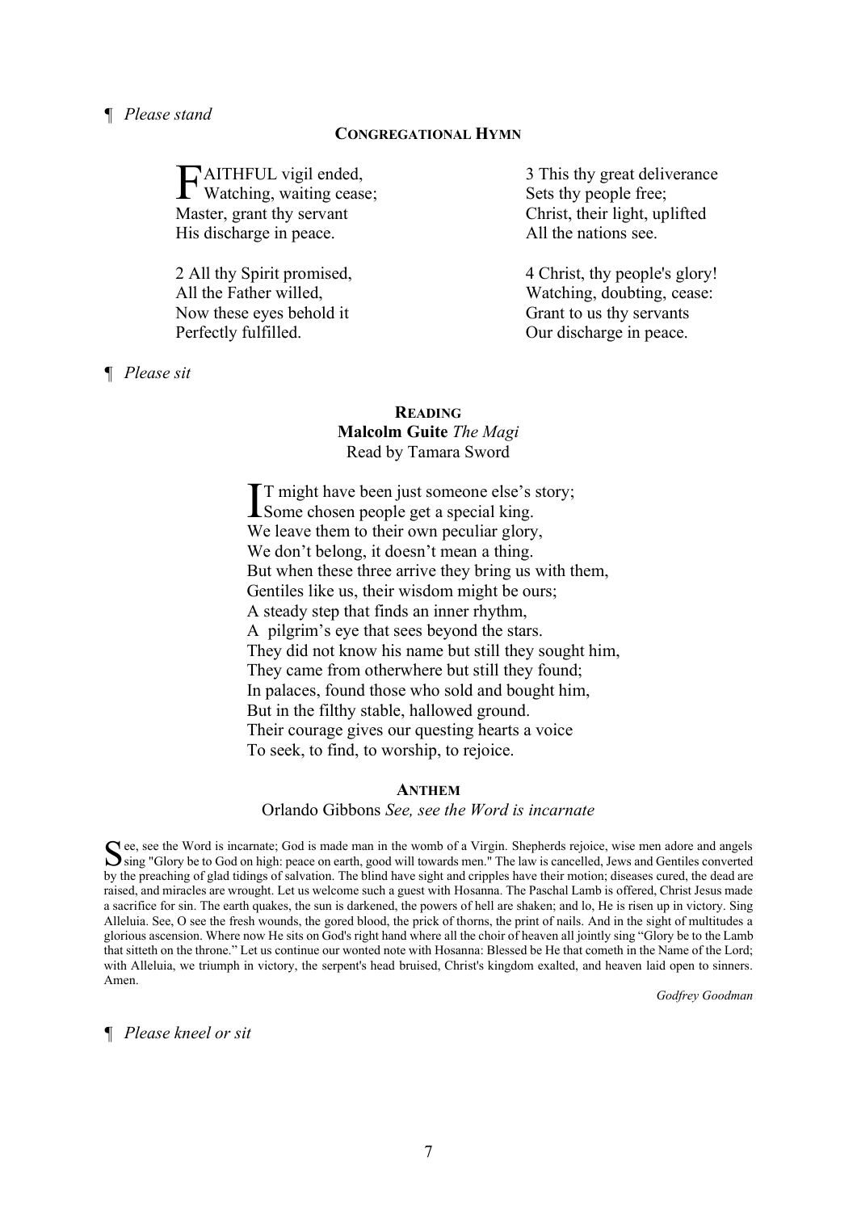¶ *Please stand*

**CONGREGATIONAL HYMN**

FAITHFUL vigil ended,
Watching, waiting cease;
Master, grant thy servant
His discharge in peace.

2 All thy Spirit promised,
All the Father willed,
Now these eyes behold it
Perfectly fulfilled.

3 This thy great deliverance
Sets thy people free;
Christ, their light, uplifted
All the nations see.

4 Christ, thy people's glory!
Watching, doubting, cease:
Grant to us thy servants
Our discharge in peace.

¶ *Please sit*

**READING**

**Malcolm Guite** *The Magi*

Read by Tamara Sword

IT might have been just someone else's story;
Some chosen people get a special king.
We leave them to their own peculiar glory,
We don't belong, it doesn't mean a thing.
But when these three arrive they bring us with them,
Gentiles like us, their wisdom might be ours;
A steady step that finds an inner rhythm,
A pilgrim's eye that sees beyond the stars.
They did not know his name but still they sought him,
They came from otherwhere but still they found;
In palaces, found those who sold and bought him,
But in the filthy stable, hallowed ground.
Their courage gives our questing hearts a voice
To seek, to find, to worship, to rejoice.

**ANTHEM**

Orlando Gibbons *See, see the Word is incarnate*

See, see the Word is incarnate; God is made man in the womb of a Virgin. Shepherds rejoice, wise men adore and angels sing "Glory be to God on high: peace on earth, good will towards men." The law is cancelled, Jews and Gentiles converted by the preaching of glad tidings of salvation. The blind have sight and cripples have their motion; diseases cured, the dead are raised, and miracles are wrought. Let us welcome such a guest with Hosanna. The Paschal Lamb is offered, Christ Jesus made a sacrifice for sin. The earth quakes, the sun is darkened, the powers of hell are shaken; and lo, He is risen up in victory. Sing Alleluia. See, O see the fresh wounds, the gored blood, the prick of thorns, the print of nails. And in the sight of multitudes a glorious ascension. Where now He sits on God's right hand where all the choir of heaven all jointly sing "Glory be to the Lamb that sitteth on the throne." Let us continue our wonted note with Hosanna: Blessed be He that cometh in the Name of the Lord; with Alleluia, we triumph in victory, the serpent's head bruised, Christ's kingdom exalted, and heaven laid open to sinners. Amen.

*Godfrey Goodman*

¶ *Please kneel or sit*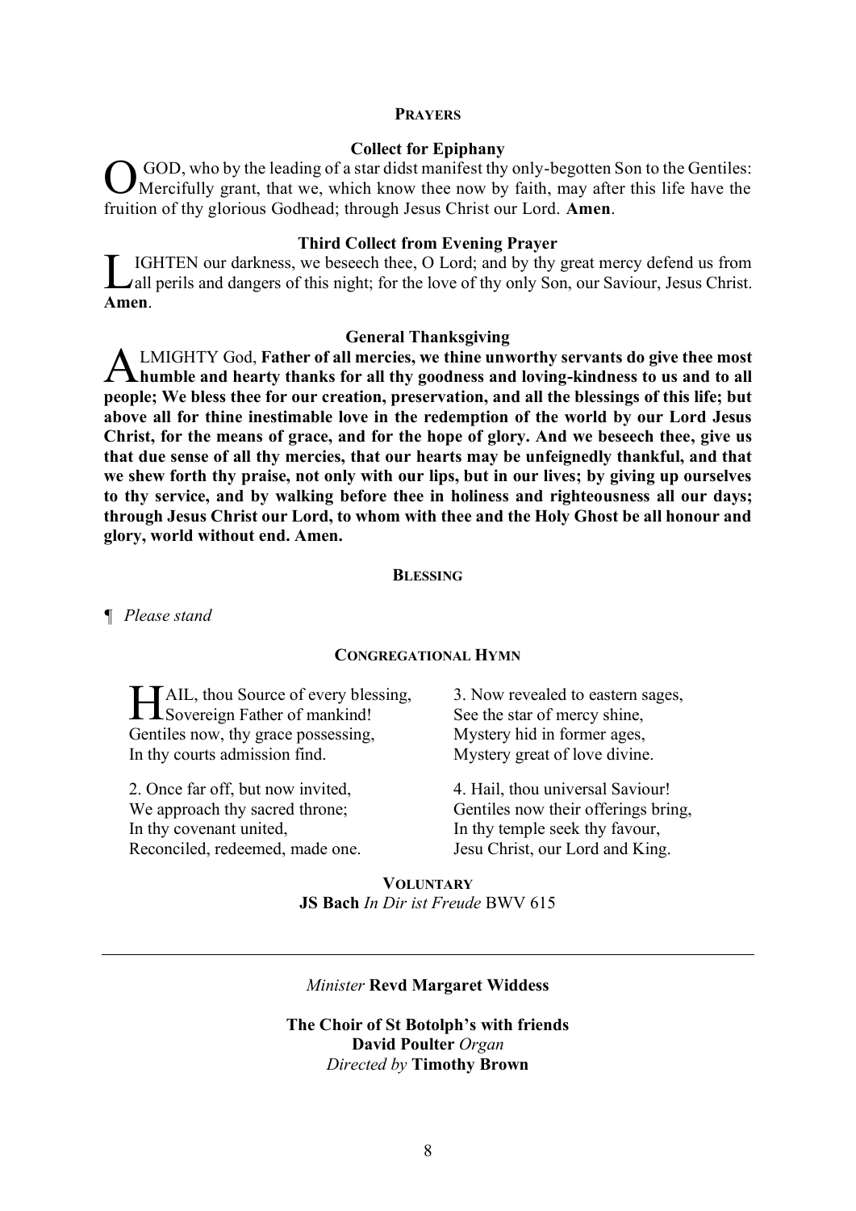## PRAYERS

### Collect for Epiphany

O GOD, who by the leading of a star didst manifest thy only-begotten Son to the Gentiles: Mercifully grant, that we, which know thee now by faith, may after this life have the fruition of thy glorious Godhead; through Jesus Christ our Lord. **Amen**.

### Third Collect from Evening Prayer

LIGHTEN our darkness, we beseech thee, O Lord; and by thy great mercy defend us from all perils and dangers of this night; for the love of thy only Son, our Saviour, Jesus Christ. **Amen**.

### General Thanksgiving

ALMIGHTY God, **Father of all mercies, we thine unworthy servants do give thee most humble and hearty thanks for all thy goodness and loving-kindness to us and to all people; We bless thee for our creation, preservation, and all the blessings of this life; but above all for thine inestimable love in the redemption of the world by our Lord Jesus Christ, for the means of grace, and for the hope of glory. And we beseech thee, give us that due sense of all thy mercies, that our hearts may be unfeignedly thankful, and that we shew forth thy praise, not only with our lips, but in our lives; by giving up ourselves to thy service, and by walking before thee in holiness and righteousness all our days; through Jesus Christ our Lord, to whom with thee and the Holy Ghost be all honour and glory, world without end. Amen.**

## BLESSING

¶ *Please stand*

## CONGREGATIONAL HYMN

HAIL, thou Source of every blessing,
Sovereign Father of mankind!
Gentiles now, thy grace possessing,
In thy courts admission find.

2. Once far off, but now invited,
We approach thy sacred throne;
In thy covenant united,
Reconciled, redeemed, made one.

3. Now revealed to eastern sages,
See the star of mercy shine,
Mystery hid in former ages,
Mystery great of love divine.

4. Hail, thou universal Saviour!
Gentiles now their offerings bring,
In thy temple seek thy favour,
Jesu Christ, our Lord and King.

## VOLUNTARY

**JS Bach** *In Dir ist Freude* BWV 615

---

*Minister* **Revd Margaret Widdess**

**The Choir of St Botolph's with friends**
**David Poulter** *Organ*
*Directed by* **Timothy Brown**